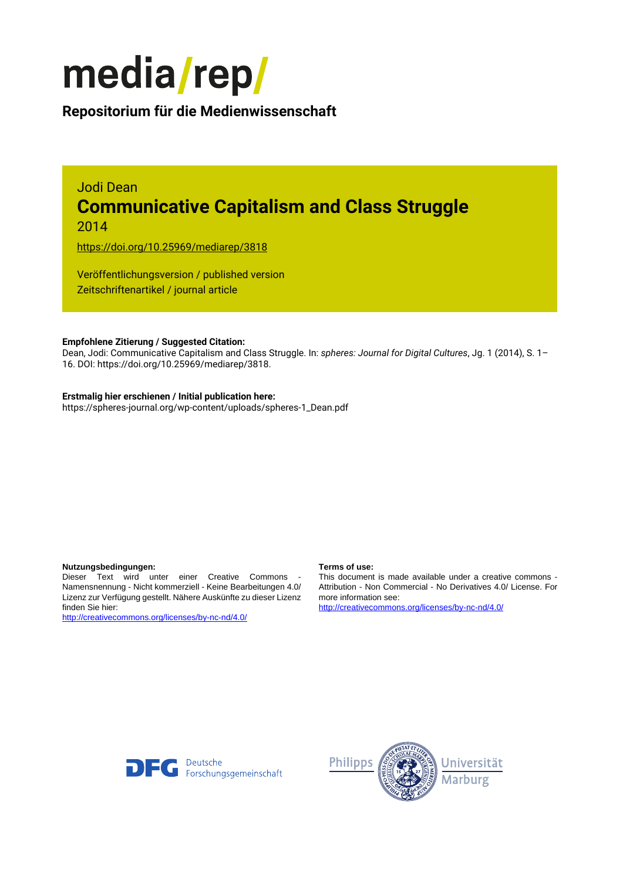# media/rep/

**Repositorium für die Medienwissenschaft**

Jodi Dean

## Communicative Capitalism and Class Struggle

2014

https://doi.org/10.25969/mediarep/3818

Veröffentlichungsversion / published version
Zeitschriftenartikel / journal article

**Empfohlene Zitierung / Suggested Citation:**
Dean, Jodi: Communicative Capitalism and Class Struggle. In: *spheres: Journal for Digital Cultures*, Jg. 1 (2014), S. 1–16. DOI: https://doi.org/10.25969/mediarep/3818.

**Erstmalig hier erschienen / Initial publication here:**
https://spheres-journal.org/wp-content/uploads/spheres-1_Dean.pdf

**Nutzungsbedingungen:**
Dieser Text wird unter einer Creative Commons - Namensnennung - Nicht kommerziell - Keine Bearbeitungen 4.0/ Lizenz zur Verfügung gestellt. Nähere Auskünfte zu dieser Lizenz finden Sie hier:
http://creativecommons.org/licenses/by-nc-nd/4.0/

**Terms of use:**
This document is made available under a creative commons - Attribution - Non Commercial - No Derivatives 4.0/ License. For more information see:
http://creativecommons.org/licenses/by-nc-nd/4.0/

DFG Deutsche Forschungsgemeinschaft

Philipps Universität Marburg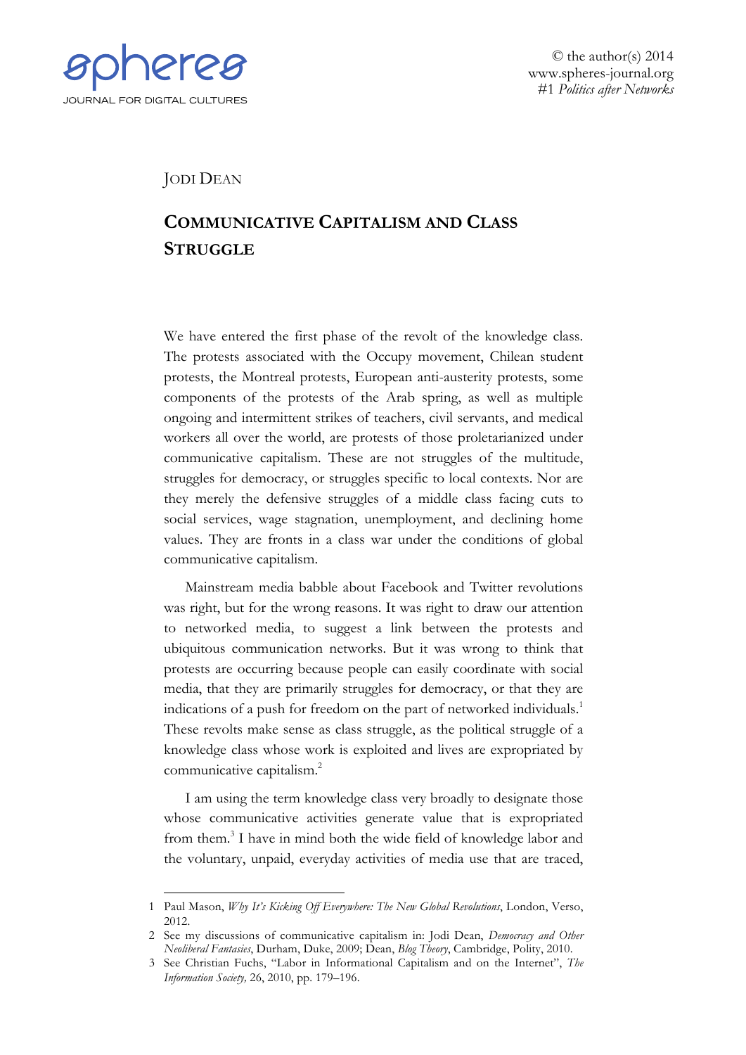JODI DEAN

# COMMUNICATIVE CAPITALISM AND CLASS STRUGGLE

We have entered the first phase of the revolt of the knowledge class. The protests associated with the Occupy movement, Chilean student protests, the Montreal protests, European anti-austerity protests, some components of the protests of the Arab spring, as well as multiple ongoing and intermittent strikes of teachers, civil servants, and medical workers all over the world, are protests of those proletarianized under communicative capitalism. These are not struggles of the multitude, struggles for democracy, or struggles specific to local contexts. Nor are they merely the defensive struggles of a middle class facing cuts to social services, wage stagnation, unemployment, and declining home values. They are fronts in a class war under the conditions of global communicative capitalism.

Mainstream media babble about Facebook and Twitter revolutions was right, but for the wrong reasons. It was right to draw our attention to networked media, to suggest a link between the protests and ubiquitous communication networks. But it was wrong to think that protests are occurring because people can easily coordinate with social media, that they are primarily struggles for democracy, or that they are indications of a push for freedom on the part of networked individuals.[1] These revolts make sense as class struggle, as the political struggle of a knowledge class whose work is exploited and lives are expropriated by communicative capitalism.[2]

I am using the term knowledge class very broadly to designate those whose communicative activities generate value that is expropriated from them.[3] I have in mind both the wide field of knowledge labor and the voluntary, unpaid, everyday activities of media use that are traced,

---

1 Paul Mason, *Why It's Kicking Off Everywhere: The New Global Revolutions*, London, Verso, 2012.

2 See my discussions of communicative capitalism in: Jodi Dean, *Democracy and Other Neoliberal Fantasies*, Durham, Duke, 2009; Dean, *Blog Theory*, Cambridge, Polity, 2010.

3 See Christian Fuchs, "Labor in Informational Capitalism and on the Internet", *The Information Society,* 26, 2010, pp. 179–196.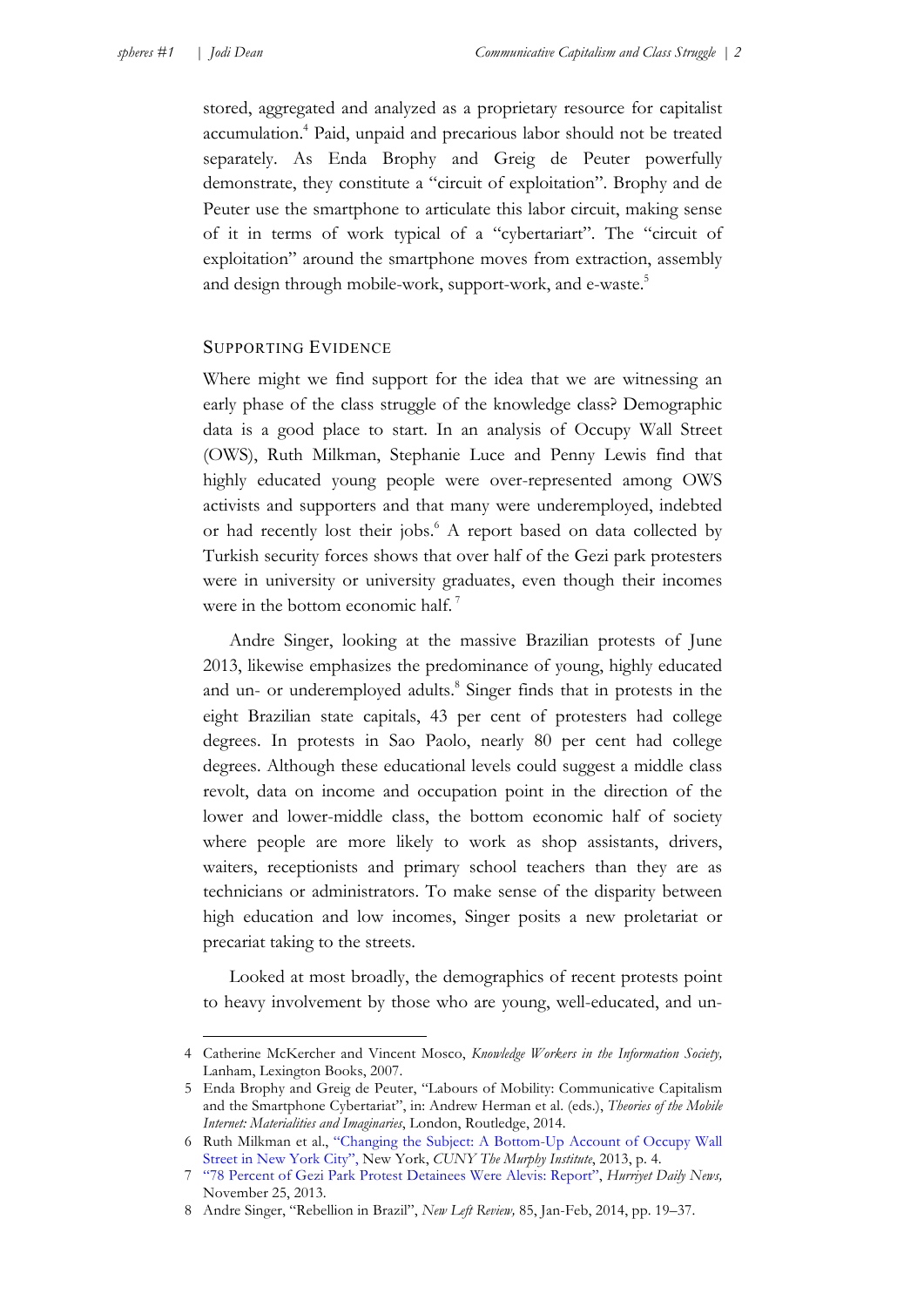stored, aggregated and analyzed as a proprietary resource for capitalist accumulation.[4] Paid, unpaid and precarious labor should not be treated separately. As Enda Brophy and Greig de Peuter powerfully demonstrate, they constitute a "circuit of exploitation". Brophy and de Peuter use the smartphone to articulate this labor circuit, making sense of it in terms of work typical of a "cybertariart". The "circuit of exploitation" around the smartphone moves from extraction, assembly and design through mobile-work, support-work, and e-waste.[5]

## SUPPORTING EVIDENCE

Where might we find support for the idea that we are witnessing an early phase of the class struggle of the knowledge class? Demographic data is a good place to start. In an analysis of Occupy Wall Street (OWS), Ruth Milkman, Stephanie Luce and Penny Lewis find that highly educated young people were over-represented among OWS activists and supporters and that many were underemployed, indebted or had recently lost their jobs.[6] A report based on data collected by Turkish security forces shows that over half of the Gezi park protesters were in university or university graduates, even though their incomes were in the bottom economic half.[7]

Andre Singer, looking at the massive Brazilian protests of June 2013, likewise emphasizes the predominance of young, highly educated and un- or underemployed adults.[8] Singer finds that in protests in the eight Brazilian state capitals, 43 per cent of protesters had college degrees. In protests in Sao Paolo, nearly 80 per cent had college degrees. Although these educational levels could suggest a middle class revolt, data on income and occupation point in the direction of the lower and lower-middle class, the bottom economic half of society where people are more likely to work as shop assistants, drivers, waiters, receptionists and primary school teachers than they are as technicians or administrators. To make sense of the disparity between high education and low incomes, Singer posits a new proletariat or precariat taking to the streets.

Looked at most broadly, the demographics of recent protests point to heavy involvement by those who are young, well-educated, and un-

---

4 Catherine McKercher and Vincent Mosco, *Knowledge Workers in the Information Society,* Lanham, Lexington Books, 2007.

5 Enda Brophy and Greig de Peuter, "Labours of Mobility: Communicative Capitalism and the Smartphone Cybertariat", in: Andrew Herman et al. (eds.), *Theories of the Mobile Internet: Materialities and Imaginaries*, London, Routledge, 2014.

6 Ruth Milkman et al., "Changing the Subject: A Bottom-Up Account of Occupy Wall Street in New York City", New York, *CUNY The Murphy Institute*, 2013, p. 4.

7 "78 Percent of Gezi Park Protest Detainees Were Alevis: Report", *Hurriyet Daily News,* November 25, 2013.

8 Andre Singer, "Rebellion in Brazil", *New Left Review,* 85, Jan-Feb, 2014, pp. 19–37.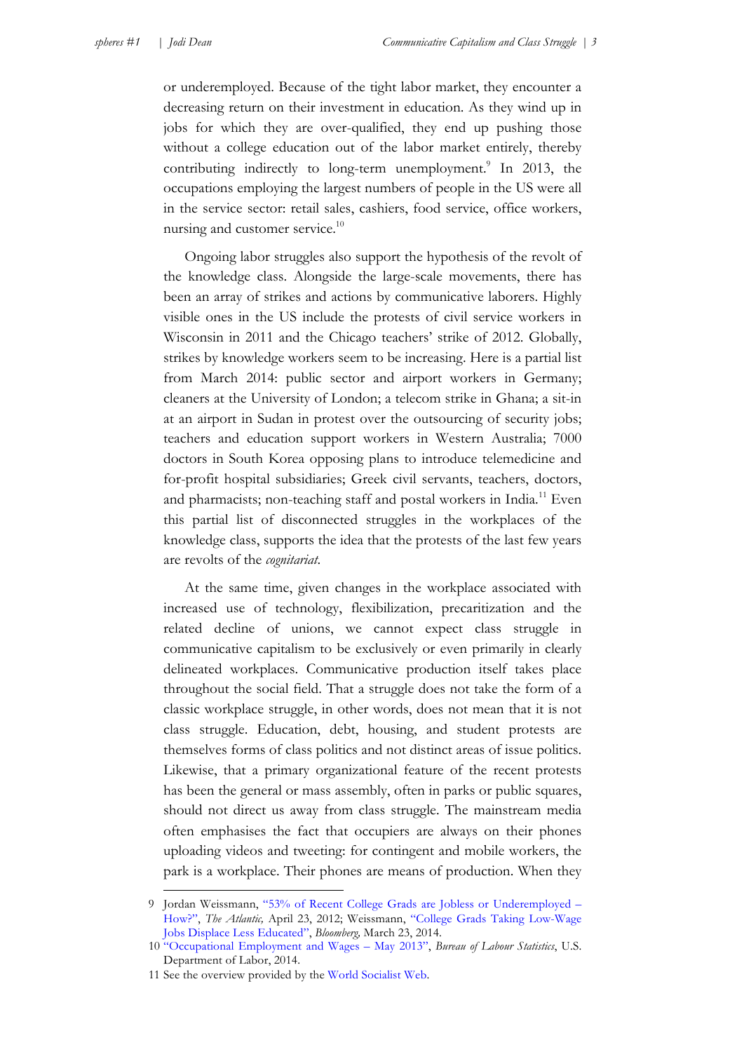or underemployed. Because of the tight labor market, they encounter a decreasing return on their investment in education. As they wind up in jobs for which they are over-qualified, they end up pushing those without a college education out of the labor market entirely, thereby contributing indirectly to long-term unemployment.[9] In 2013, the occupations employing the largest numbers of people in the US were all in the service sector: retail sales, cashiers, food service, office workers, nursing and customer service.[10]

Ongoing labor struggles also support the hypothesis of the revolt of the knowledge class. Alongside the large-scale movements, there has been an array of strikes and actions by communicative laborers. Highly visible ones in the US include the protests of civil service workers in Wisconsin in 2011 and the Chicago teachers' strike of 2012. Globally, strikes by knowledge workers seem to be increasing. Here is a partial list from March 2014: public sector and airport workers in Germany; cleaners at the University of London; a telecom strike in Ghana; a sit-in at an airport in Sudan in protest over the outsourcing of security jobs; teachers and education support workers in Western Australia; 7000 doctors in South Korea opposing plans to introduce telemedicine and for-profit hospital subsidiaries; Greek civil servants, teachers, doctors, and pharmacists; non-teaching staff and postal workers in India.[11] Even this partial list of disconnected struggles in the workplaces of the knowledge class, supports the idea that the protests of the last few years are revolts of the *cognitariat*.

At the same time, given changes in the workplace associated with increased use of technology, flexibilization, precaritization and the related decline of unions, we cannot expect class struggle in communicative capitalism to be exclusively or even primarily in clearly delineated workplaces. Communicative production itself takes place throughout the social field. That a struggle does not take the form of a classic workplace struggle, in other words, does not mean that it is not class struggle. Education, debt, housing, and student protests are themselves forms of class politics and not distinct areas of issue politics. Likewise, that a primary organizational feature of the recent protests has been the general or mass assembly, often in parks or public squares, should not direct us away from class struggle. The mainstream media often emphasises the fact that occupiers are always on their phones uploading videos and tweeting: for contingent and mobile workers, the park is a workplace. Their phones are means of production. When they

---

9 Jordan Weissmann, "53% of Recent College Grads are Jobless or Underemployed – How?", *The Atlantic,* April 23, 2012; Weissmann, "College Grads Taking Low-Wage Jobs Displace Less Educated", *Bloomberg,* March 23, 2014.

10 "Occupational Employment and Wages – May 2013", *Bureau of Labour Statistics*, U.S. Department of Labor, 2014.

11 See the overview provided by the World Socialist Web.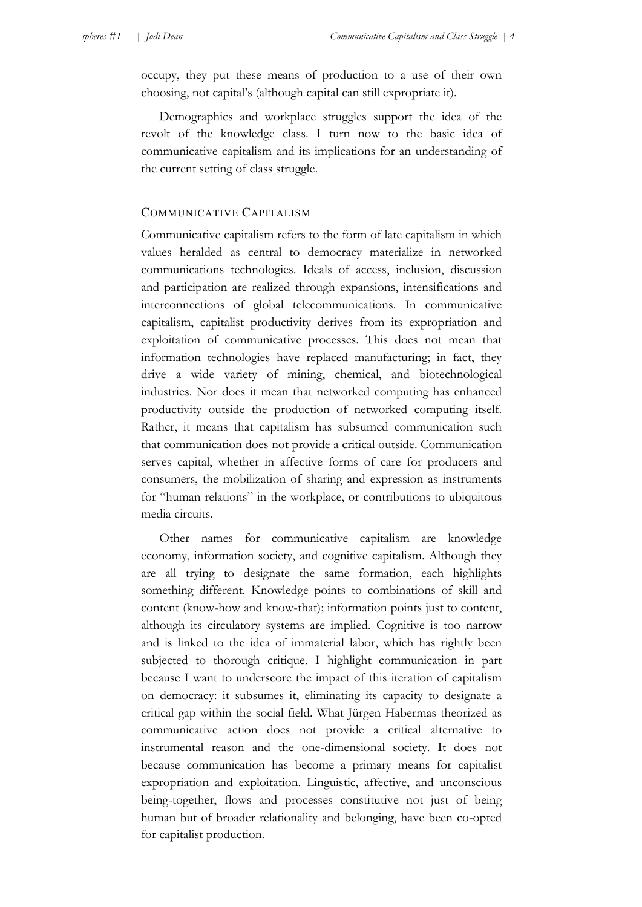occupy, they put these means of production to a use of their own choosing, not capital's (although capital can still expropriate it).

Demographics and workplace struggles support the idea of the revolt of the knowledge class. I turn now to the basic idea of communicative capitalism and its implications for an understanding of the current setting of class struggle.

## Communicative Capitalism

Communicative capitalism refers to the form of late capitalism in which values heralded as central to democracy materialize in networked communications technologies. Ideals of access, inclusion, discussion and participation are realized through expansions, intensifications and interconnections of global telecommunications. In communicative capitalism, capitalist productivity derives from its expropriation and exploitation of communicative processes. This does not mean that information technologies have replaced manufacturing; in fact, they drive a wide variety of mining, chemical, and biotechnological industries. Nor does it mean that networked computing has enhanced productivity outside the production of networked computing itself. Rather, it means that capitalism has subsumed communication such that communication does not provide a critical outside. Communication serves capital, whether in affective forms of care for producers and consumers, the mobilization of sharing and expression as instruments for "human relations" in the workplace, or contributions to ubiquitous media circuits.

Other names for communicative capitalism are knowledge economy, information society, and cognitive capitalism. Although they are all trying to designate the same formation, each highlights something different. Knowledge points to combinations of skill and content (know-how and know-that); information points just to content, although its circulatory systems are implied. Cognitive is too narrow and is linked to the idea of immaterial labor, which has rightly been subjected to thorough critique. I highlight communication in part because I want to underscore the impact of this iteration of capitalism on democracy: it subsumes it, eliminating its capacity to designate a critical gap within the social field. What Jürgen Habermas theorized as communicative action does not provide a critical alternative to instrumental reason and the one-dimensional society. It does not because communication has become a primary means for capitalist expropriation and exploitation. Linguistic, affective, and unconscious being-together, flows and processes constitutive not just of being human but of broader relationality and belonging, have been co-opted for capitalist production.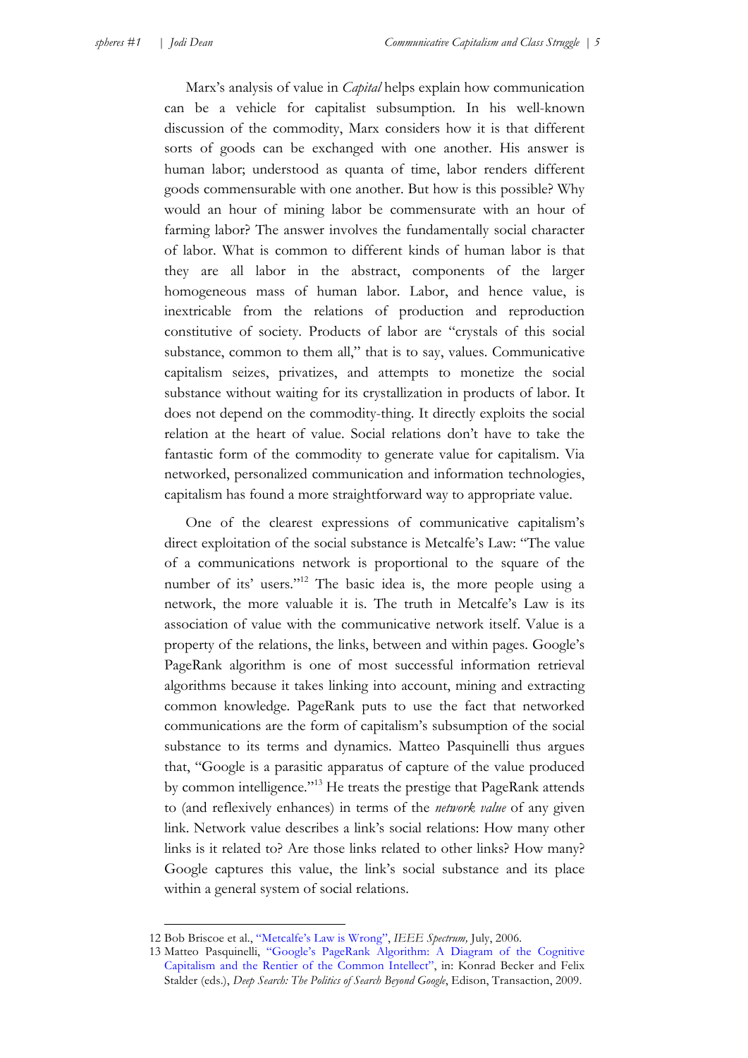Marx's analysis of value in *Capital* helps explain how communication can be a vehicle for capitalist subsumption. In his well-known discussion of the commodity, Marx considers how it is that different sorts of goods can be exchanged with one another. His answer is human labor; understood as quanta of time, labor renders different goods commensurable with one another. But how is this possible? Why would an hour of mining labor be commensurate with an hour of farming labor? The answer involves the fundamentally social character of labor. What is common to different kinds of human labor is that they are all labor in the abstract, components of the larger homogeneous mass of human labor. Labor, and hence value, is inextricable from the relations of production and reproduction constitutive of society. Products of labor are "crystals of this social substance, common to them all," that is to say, values. Communicative capitalism seizes, privatizes, and attempts to monetize the social substance without waiting for its crystallization in products of labor. It does not depend on the commodity-thing. It directly exploits the social relation at the heart of value. Social relations don't have to take the fantastic form of the commodity to generate value for capitalism. Via networked, personalized communication and information technologies, capitalism has found a more straightforward way to appropriate value.

One of the clearest expressions of communicative capitalism's direct exploitation of the social substance is Metcalfe's Law: "The value of a communications network is proportional to the square of the number of its' users."[12] The basic idea is, the more people using a network, the more valuable it is. The truth in Metcalfe's Law is its association of value with the communicative network itself. Value is a property of the relations, the links, between and within pages. Google's PageRank algorithm is one of most successful information retrieval algorithms because it takes linking into account, mining and extracting common knowledge. PageRank puts to use the fact that networked communications are the form of capitalism's subsumption of the social substance to its terms and dynamics. Matteo Pasquinelli thus argues that, "Google is a parasitic apparatus of capture of the value produced by common intelligence."[13] He treats the prestige that PageRank attends to (and reflexively enhances) in terms of the *network value* of any given link. Network value describes a link's social relations: How many other links is it related to? Are those links related to other links? How many? Google captures this value, the link's social substance and its place within a general system of social relations.

---

12 Bob Briscoe et al., "Metcalfe's Law is Wrong", *IEEE Spectrum,* July, 2006.

13 Matteo Pasquinelli, "Google's PageRank Algorithm: A Diagram of the Cognitive Capitalism and the Rentier of the Common Intellect", in: Konrad Becker and Felix Stalder (eds.), *Deep Search: The Politics of Search Beyond Google*, Edison, Transaction, 2009.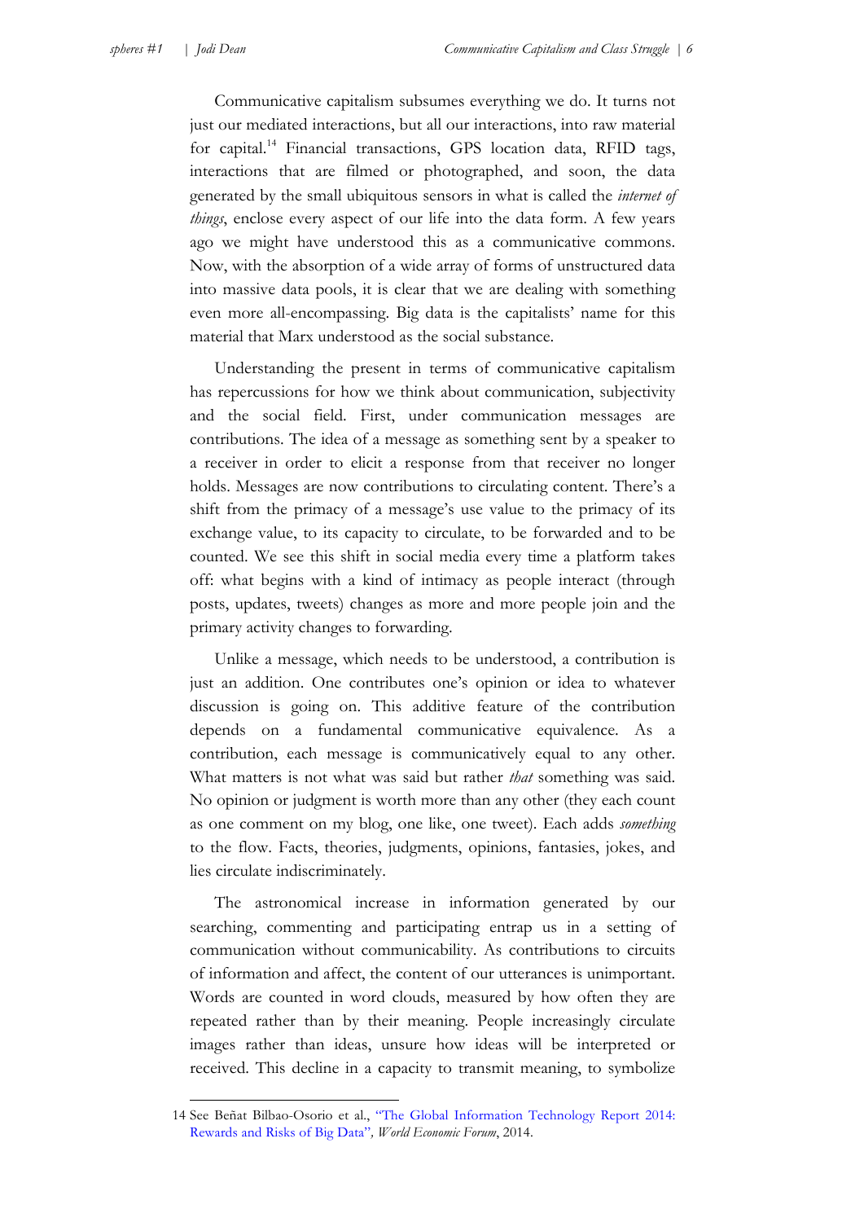Communicative capitalism subsumes everything we do. It turns not just our mediated interactions, but all our interactions, into raw material for capital.[14] Financial transactions, GPS location data, RFID tags, interactions that are filmed or photographed, and soon, the data generated by the small ubiquitous sensors in what is called the *internet of things*, enclose every aspect of our life into the data form. A few years ago we might have understood this as a communicative commons. Now, with the absorption of a wide array of forms of unstructured data into massive data pools, it is clear that we are dealing with something even more all-encompassing. Big data is the capitalists' name for this material that Marx understood as the social substance.

Understanding the present in terms of communicative capitalism has repercussions for how we think about communication, subjectivity and the social field. First, under communication messages are contributions. The idea of a message as something sent by a speaker to a receiver in order to elicit a response from that receiver no longer holds. Messages are now contributions to circulating content. There's a shift from the primacy of a message's use value to the primacy of its exchange value, to its capacity to circulate, to be forwarded and to be counted. We see this shift in social media every time a platform takes off: what begins with a kind of intimacy as people interact (through posts, updates, tweets) changes as more and more people join and the primary activity changes to forwarding.

Unlike a message, which needs to be understood, a contribution is just an addition. One contributes one's opinion or idea to whatever discussion is going on. This additive feature of the contribution depends on a fundamental communicative equivalence. As a contribution, each message is communicatively equal to any other. What matters is not what was said but rather *that* something was said. No opinion or judgment is worth more than any other (they each count as one comment on my blog, one like, one tweet). Each adds *something* to the flow. Facts, theories, judgments, opinions, fantasies, jokes, and lies circulate indiscriminately.

The astronomical increase in information generated by our searching, commenting and participating entrap us in a setting of communication without communicability. As contributions to circuits of information and affect, the content of our utterances is unimportant. Words are counted in word clouds, measured by how often they are repeated rather than by their meaning. People increasingly circulate images rather than ideas, unsure how ideas will be interpreted or received. This decline in a capacity to transmit meaning, to symbolize

---

14 See Beñat Bilbao-Osorio et al., "The Global Information Technology Report 2014: Rewards and Risks of Big Data", *World Economic Forum*, 2014.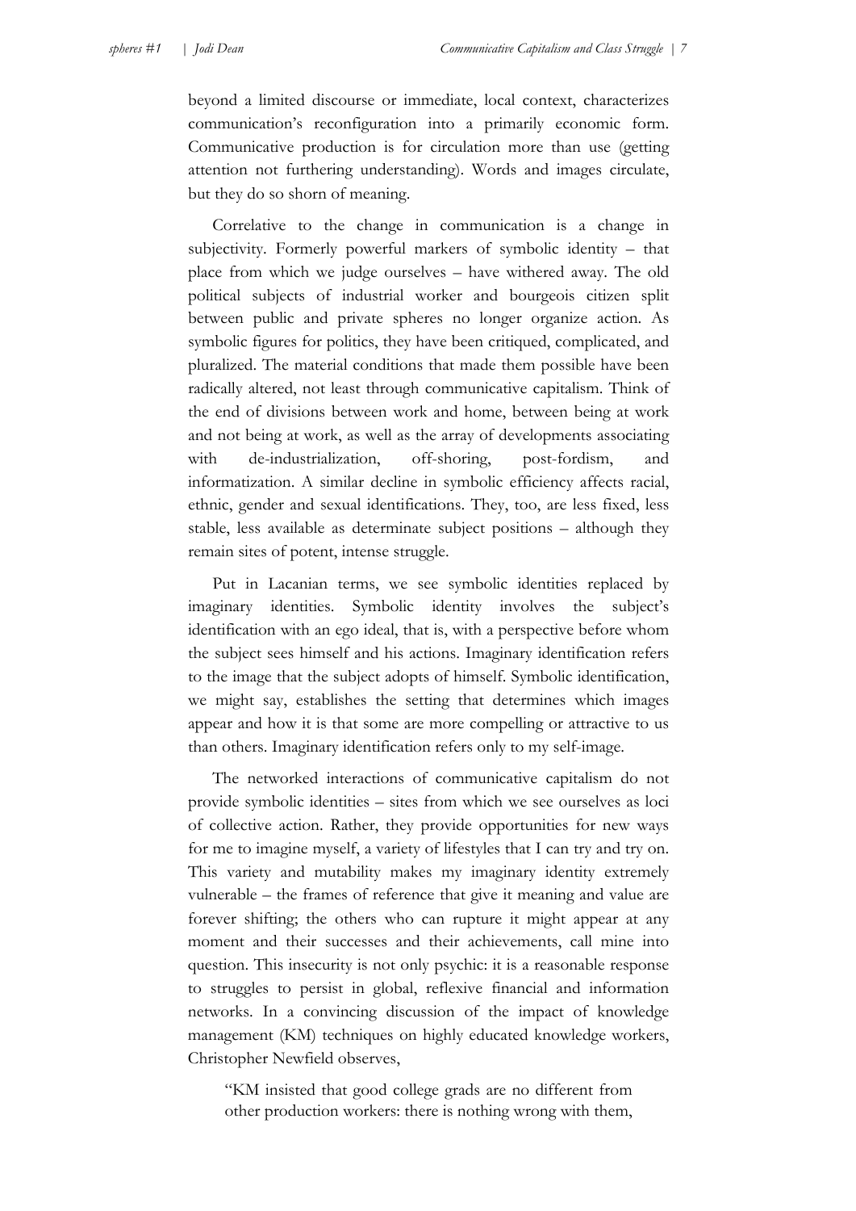beyond a limited discourse or immediate, local context, characterizes communication's reconfiguration into a primarily economic form. Communicative production is for circulation more than use (getting attention not furthering understanding). Words and images circulate, but they do so shorn of meaning.

Correlative to the change in communication is a change in subjectivity. Formerly powerful markers of symbolic identity – that place from which we judge ourselves – have withered away. The old political subjects of industrial worker and bourgeois citizen split between public and private spheres no longer organize action. As symbolic figures for politics, they have been critiqued, complicated, and pluralized. The material conditions that made them possible have been radically altered, not least through communicative capitalism. Think of the end of divisions between work and home, between being at work and not being at work, as well as the array of developments associating with de-industrialization, off-shoring, post-fordism, and informatization. A similar decline in symbolic efficiency affects racial, ethnic, gender and sexual identifications. They, too, are less fixed, less stable, less available as determinate subject positions – although they remain sites of potent, intense struggle.

Put in Lacanian terms, we see symbolic identities replaced by imaginary identities. Symbolic identity involves the subject's identification with an ego ideal, that is, with a perspective before whom the subject sees himself and his actions. Imaginary identification refers to the image that the subject adopts of himself. Symbolic identification, we might say, establishes the setting that determines which images appear and how it is that some are more compelling or attractive to us than others. Imaginary identification refers only to my self-image.

The networked interactions of communicative capitalism do not provide symbolic identities – sites from which we see ourselves as loci of collective action. Rather, they provide opportunities for new ways for me to imagine myself, a variety of lifestyles that I can try and try on. This variety and mutability makes my imaginary identity extremely vulnerable – the frames of reference that give it meaning and value are forever shifting; the others who can rupture it might appear at any moment and their successes and their achievements, call mine into question. This insecurity is not only psychic: it is a reasonable response to struggles to persist in global, reflexive financial and information networks. In a convincing discussion of the impact of knowledge management (KM) techniques on highly educated knowledge workers, Christopher Newfield observes,

> "KM insisted that good college grads are no different from other production workers: there is nothing wrong with them,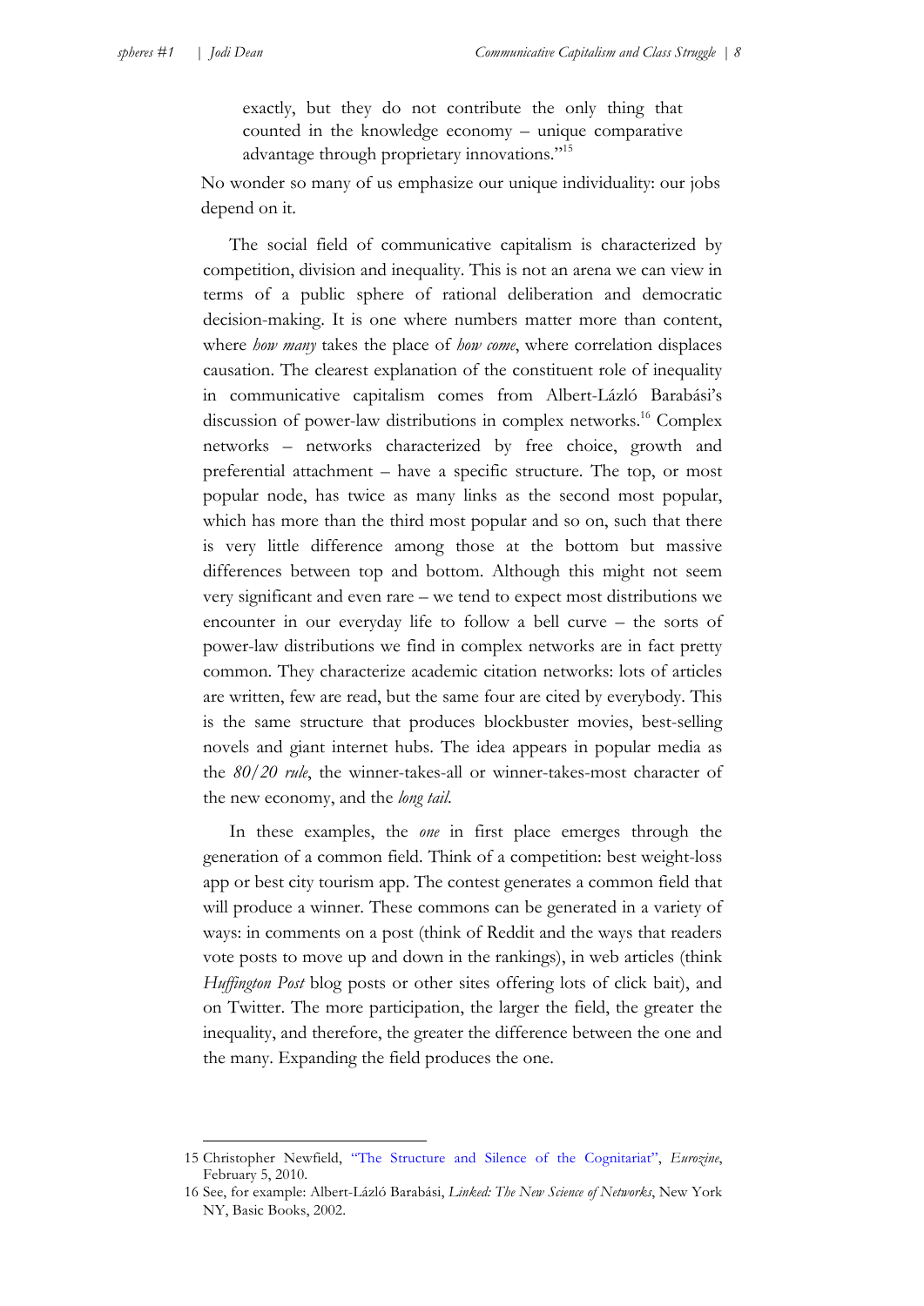> exactly, but they do not contribute the only thing that counted in the knowledge economy – unique comparative advantage through proprietary innovations."[15]

No wonder so many of us emphasize our unique individuality: our jobs depend on it.

The social field of communicative capitalism is characterized by competition, division and inequality. This is not an arena we can view in terms of a public sphere of rational deliberation and democratic decision-making. It is one where numbers matter more than content, where *how many* takes the place of *how come*, where correlation displaces causation. The clearest explanation of the constituent role of inequality in communicative capitalism comes from Albert-László Barabási's discussion of power-law distributions in complex networks.[16] Complex networks – networks characterized by free choice, growth and preferential attachment – have a specific structure. The top, or most popular node, has twice as many links as the second most popular, which has more than the third most popular and so on, such that there is very little difference among those at the bottom but massive differences between top and bottom. Although this might not seem very significant and even rare – we tend to expect most distributions we encounter in our everyday life to follow a bell curve – the sorts of power-law distributions we find in complex networks are in fact pretty common. They characterize academic citation networks: lots of articles are written, few are read, but the same four are cited by everybody. This is the same structure that produces blockbuster movies, best-selling novels and giant internet hubs. The idea appears in popular media as the *80/20 rule*, the winner-takes-all or winner-takes-most character of the new economy, and the *long tail*.

In these examples, the *one* in first place emerges through the generation of a common field. Think of a competition: best weight-loss app or best city tourism app. The contest generates a common field that will produce a winner. These commons can be generated in a variety of ways: in comments on a post (think of Reddit and the ways that readers vote posts to move up and down in the rankings), in web articles (think *Huffington Post* blog posts or other sites offering lots of click bait), and on Twitter. The more participation, the larger the field, the greater the inequality, and therefore, the greater the difference between the one and the many. Expanding the field produces the one.

---

15 Christopher Newfield, "The Structure and Silence of the Cognitariat", *Eurozine*, February 5, 2010.

16 See, for example: Albert-László Barabási, *Linked: The New Science of Networks*, New York NY, Basic Books, 2002.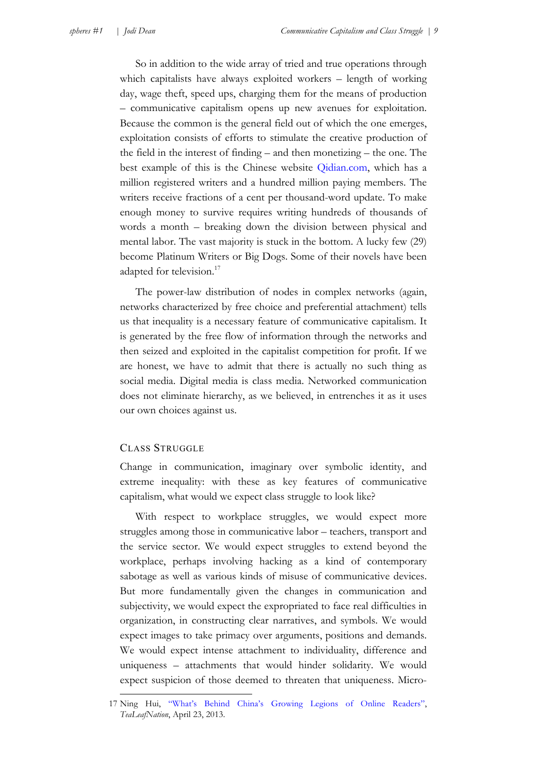So in addition to the wide array of tried and true operations through which capitalists have always exploited workers – length of working day, wage theft, speed ups, charging them for the means of production – communicative capitalism opens up new avenues for exploitation. Because the common is the general field out of which the one emerges, exploitation consists of efforts to stimulate the creative production of the field in the interest of finding – and then monetizing – the one. The best example of this is the Chinese website Qidian.com, which has a million registered writers and a hundred million paying members. The writers receive fractions of a cent per thousand-word update. To make enough money to survive requires writing hundreds of thousands of words a month – breaking down the division between physical and mental labor. The vast majority is stuck in the bottom. A lucky few (29) become Platinum Writers or Big Dogs. Some of their novels have been adapted for television.[17]

The power-law distribution of nodes in complex networks (again, networks characterized by free choice and preferential attachment) tells us that inequality is a necessary feature of communicative capitalism. It is generated by the free flow of information through the networks and then seized and exploited in the capitalist competition for profit. If we are honest, we have to admit that there is actually no such thing as social media. Digital media is class media. Networked communication does not eliminate hierarchy, as we believed, in entrenches it as it uses our own choices against us.

## Class Struggle

Change in communication, imaginary over symbolic identity, and extreme inequality: with these as key features of communicative capitalism, what would we expect class struggle to look like?

With respect to workplace struggles, we would expect more struggles among those in communicative labor – teachers, transport and the service sector. We would expect struggles to extend beyond the workplace, perhaps involving hacking as a kind of contemporary sabotage as well as various kinds of misuse of communicative devices. But more fundamentally given the changes in communication and subjectivity, we would expect the expropriated to face real difficulties in organization, in constructing clear narratives, and symbols. We would expect images to take primacy over arguments, positions and demands. We would expect intense attachment to individuality, difference and uniqueness – attachments that would hinder solidarity. We would expect suspicion of those deemed to threaten that uniqueness. Micro-

---

17 Ning Hui, "What's Behind China's Growing Legions of Online Readers", *TeaLeafNation*, April 23, 2013.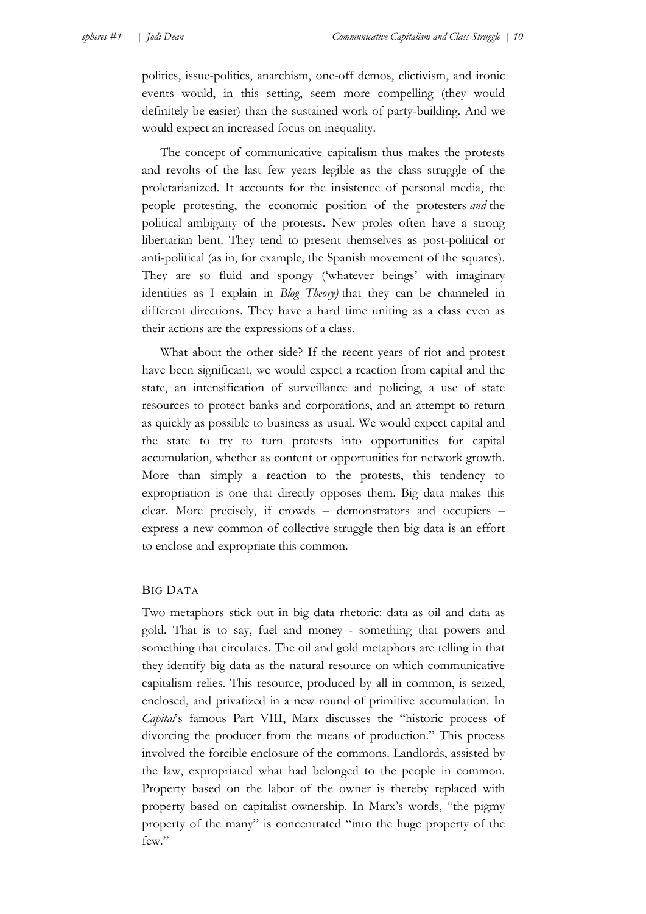politics, issue-politics, anarchism, one-off demos, clictivism, and ironic events would, in this setting, seem more compelling (they would definitely be easier) than the sustained work of party-building. And we would expect an increased focus on inequality.

The concept of communicative capitalism thus makes the protests and revolts of the last few years legible as the class struggle of the proletarianized. It accounts for the insistence of personal media, the people protesting, the economic position of the protesters *and* the political ambiguity of the protests. New proles often have a strong libertarian bent. They tend to present themselves as post-political or anti-political (as in, for example, the Spanish movement of the squares). They are so fluid and spongy ('whatever beings' with imaginary identities as I explain in *Blog Theory)* that they can be channeled in different directions. They have a hard time uniting as a class even as their actions are the expressions of a class.

What about the other side? If the recent years of riot and protest have been significant, we would expect a reaction from capital and the state, an intensification of surveillance and policing, a use of state resources to protect banks and corporations, and an attempt to return as quickly as possible to business as usual. We would expect capital and the state to try to turn protests into opportunities for capital accumulation, whether as content or opportunities for network growth. More than simply a reaction to the protests, this tendency to expropriation is one that directly opposes them. Big data makes this clear. More precisely, if crowds – demonstrators and occupiers – express a new common of collective struggle then big data is an effort to enclose and expropriate this common.

## Big Data

Two metaphors stick out in big data rhetoric: data as oil and data as gold. That is to say, fuel and money - something that powers and something that circulates. The oil and gold metaphors are telling in that they identify big data as the natural resource on which communicative capitalism relies. This resource, produced by all in common, is seized, enclosed, and privatized in a new round of primitive accumulation. In *Capital*'s famous Part VIII, Marx discusses the "historic process of divorcing the producer from the means of production." This process involved the forcible enclosure of the commons. Landlords, assisted by the law, expropriated what had belonged to the people in common. Property based on the labor of the owner is thereby replaced with property based on capitalist ownership. In Marx's words, "the pigmy property of the many" is concentrated "into the huge property of the few."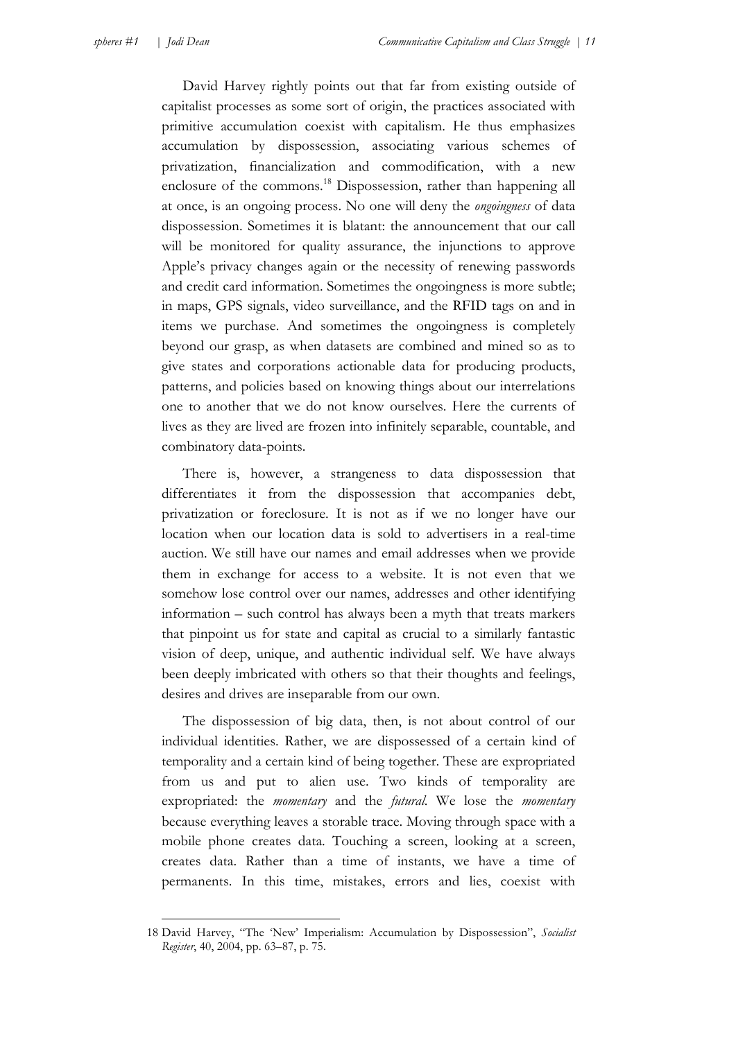David Harvey rightly points out that far from existing outside of capitalist processes as some sort of origin, the practices associated with primitive accumulation coexist with capitalism. He thus emphasizes accumulation by dispossession, associating various schemes of privatization, financialization and commodification, with a new enclosure of the commons.[18] Dispossession, rather than happening all at once, is an ongoing process. No one will deny the *ongoingness* of data dispossession. Sometimes it is blatant: the announcement that our call will be monitored for quality assurance, the injunctions to approve Apple's privacy changes again or the necessity of renewing passwords and credit card information. Sometimes the ongoingness is more subtle; in maps, GPS signals, video surveillance, and the RFID tags on and in items we purchase. And sometimes the ongoingness is completely beyond our grasp, as when datasets are combined and mined so as to give states and corporations actionable data for producing products, patterns, and policies based on knowing things about our interrelations one to another that we do not know ourselves. Here the currents of lives as they are lived are frozen into infinitely separable, countable, and combinatory data-points.

There is, however, a strangeness to data dispossession that differentiates it from the dispossession that accompanies debt, privatization or foreclosure. It is not as if we no longer have our location when our location data is sold to advertisers in a real-time auction. We still have our names and email addresses when we provide them in exchange for access to a website. It is not even that we somehow lose control over our names, addresses and other identifying information – such control has always been a myth that treats markers that pinpoint us for state and capital as crucial to a similarly fantastic vision of deep, unique, and authentic individual self. We have always been deeply imbricated with others so that their thoughts and feelings, desires and drives are inseparable from our own.

The dispossession of big data, then, is not about control of our individual identities. Rather, we are dispossessed of a certain kind of temporality and a certain kind of being together. These are expropriated from us and put to alien use. Two kinds of temporality are expropriated: the *momentary* and the *futural*. We lose the *momentary* because everything leaves a storable trace. Moving through space with a mobile phone creates data. Touching a screen, looking at a screen, creates data. Rather than a time of instants, we have a time of permanents. In this time, mistakes, errors and lies, coexist with

---

18 David Harvey, "The 'New' Imperialism: Accumulation by Dispossession", *Socialist Register*, 40, 2004, pp. 63–87, p. 75.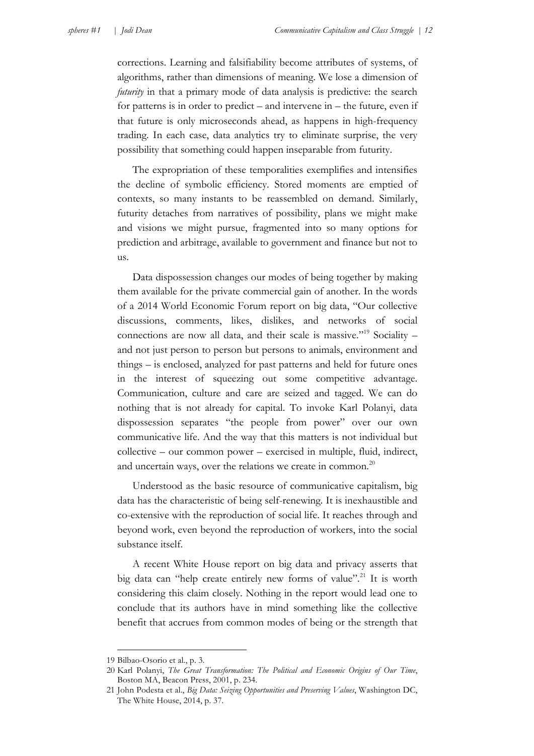corrections. Learning and falsifiability become attributes of systems, of algorithms, rather than dimensions of meaning. We lose a dimension of *futurity* in that a primary mode of data analysis is predictive: the search for patterns is in order to predict – and intervene in – the future, even if that future is only microseconds ahead, as happens in high-frequency trading. In each case, data analytics try to eliminate surprise, the very possibility that something could happen inseparable from futurity.

The expropriation of these temporalities exemplifies and intensifies the decline of symbolic efficiency. Stored moments are emptied of contexts, so many instants to be reassembled on demand. Similarly, futurity detaches from narratives of possibility, plans we might make and visions we might pursue, fragmented into so many options for prediction and arbitrage, available to government and finance but not to us.

Data dispossession changes our modes of being together by making them available for the private commercial gain of another. In the words of a 2014 World Economic Forum report on big data, "Our collective discussions, comments, likes, dislikes, and networks of social connections are now all data, and their scale is massive."[19] Sociality – and not just person to person but persons to animals, environment and things – is enclosed, analyzed for past patterns and held for future ones in the interest of squeezing out some competitive advantage. Communication, culture and care are seized and tagged. We can do nothing that is not already for capital. To invoke Karl Polanyi, data dispossession separates "the people from power" over our own communicative life. And the way that this matters is not individual but collective – our common power – exercised in multiple, fluid, indirect, and uncertain ways, over the relations we create in common.[20]

Understood as the basic resource of communicative capitalism, big data has the characteristic of being self-renewing. It is inexhaustible and co-extensive with the reproduction of social life. It reaches through and beyond work, even beyond the reproduction of workers, into the social substance itself.

A recent White House report on big data and privacy asserts that big data can "help create entirely new forms of value".[21] It is worth considering this claim closely. Nothing in the report would lead one to conclude that its authors have in mind something like the collective benefit that accrues from common modes of being or the strength that

---

19 Bilbao-Osorio et al., p. 3.

20 Karl Polanyi, *The Great Transformation: The Political and Economic Origins of Our Time*, Boston MA, Beacon Press, 2001, p. 234.

21 John Podesta et al., *Big Data: Seizing Opportunities and Preserving Values*, Washington DC, The White House, 2014, p. 37.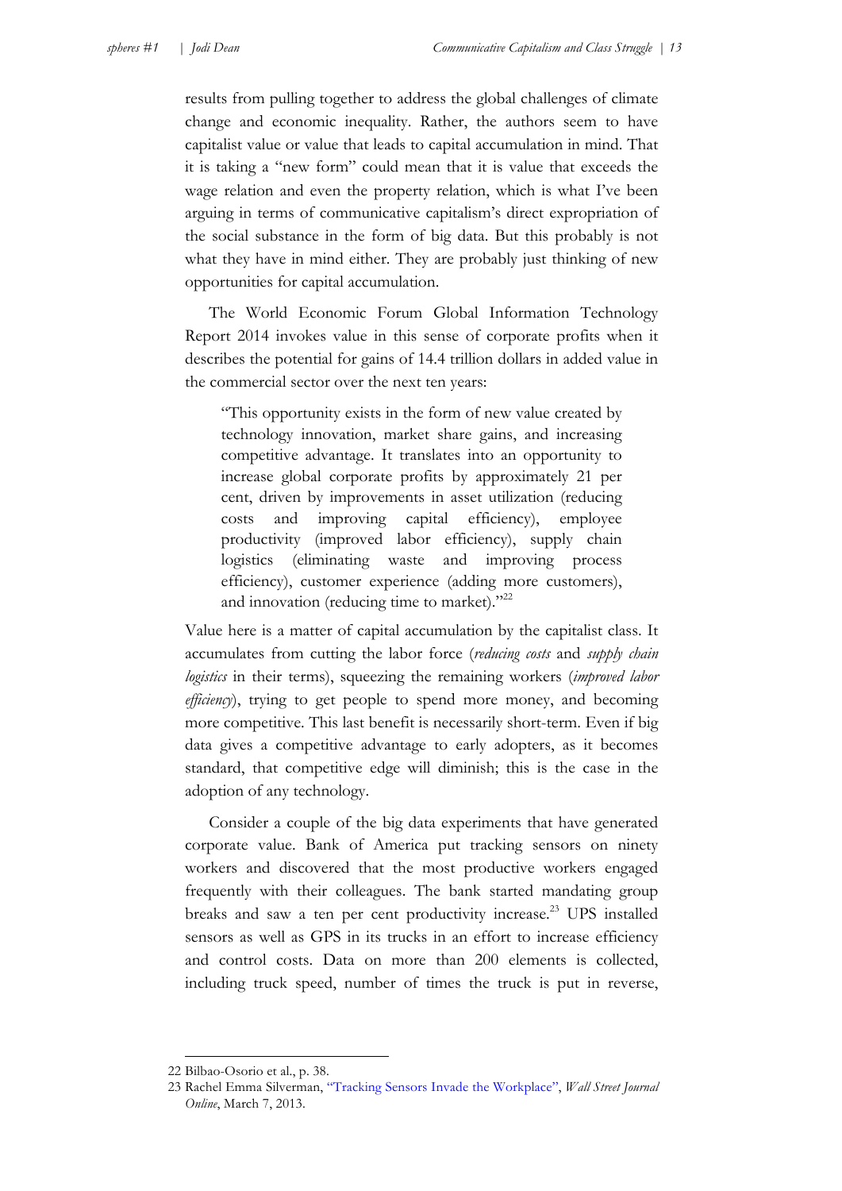results from pulling together to address the global challenges of climate change and economic inequality. Rather, the authors seem to have capitalist value or value that leads to capital accumulation in mind. That it is taking a "new form" could mean that it is value that exceeds the wage relation and even the property relation, which is what I've been arguing in terms of communicative capitalism's direct expropriation of the social substance in the form of big data. But this probably is not what they have in mind either. They are probably just thinking of new opportunities for capital accumulation.

The World Economic Forum Global Information Technology Report 2014 invokes value in this sense of corporate profits when it describes the potential for gains of 14.4 trillion dollars in added value in the commercial sector over the next ten years:

> "This opportunity exists in the form of new value created by technology innovation, market share gains, and increasing competitive advantage. It translates into an opportunity to increase global corporate profits by approximately 21 per cent, driven by improvements in asset utilization (reducing costs and improving capital efficiency), employee productivity (improved labor efficiency), supply chain logistics (eliminating waste and improving process efficiency), customer experience (adding more customers), and innovation (reducing time to market)."[22]

Value here is a matter of capital accumulation by the capitalist class. It accumulates from cutting the labor force (*reducing costs* and *supply chain logistics* in their terms), squeezing the remaining workers (*improved labor efficiency*), trying to get people to spend more money, and becoming more competitive. This last benefit is necessarily short-term. Even if big data gives a competitive advantage to early adopters, as it becomes standard, that competitive edge will diminish; this is the case in the adoption of any technology.

Consider a couple of the big data experiments that have generated corporate value. Bank of America put tracking sensors on ninety workers and discovered that the most productive workers engaged frequently with their colleagues. The bank started mandating group breaks and saw a ten per cent productivity increase.[23] UPS installed sensors as well as GPS in its trucks in an effort to increase efficiency and control costs. Data on more than 200 elements is collected, including truck speed, number of times the truck is put in reverse,

---

22 Bilbao-Osorio et al., p. 38.

23 Rachel Emma Silverman, "Tracking Sensors Invade the Workplace", *Wall Street Journal Online*, March 7, 2013.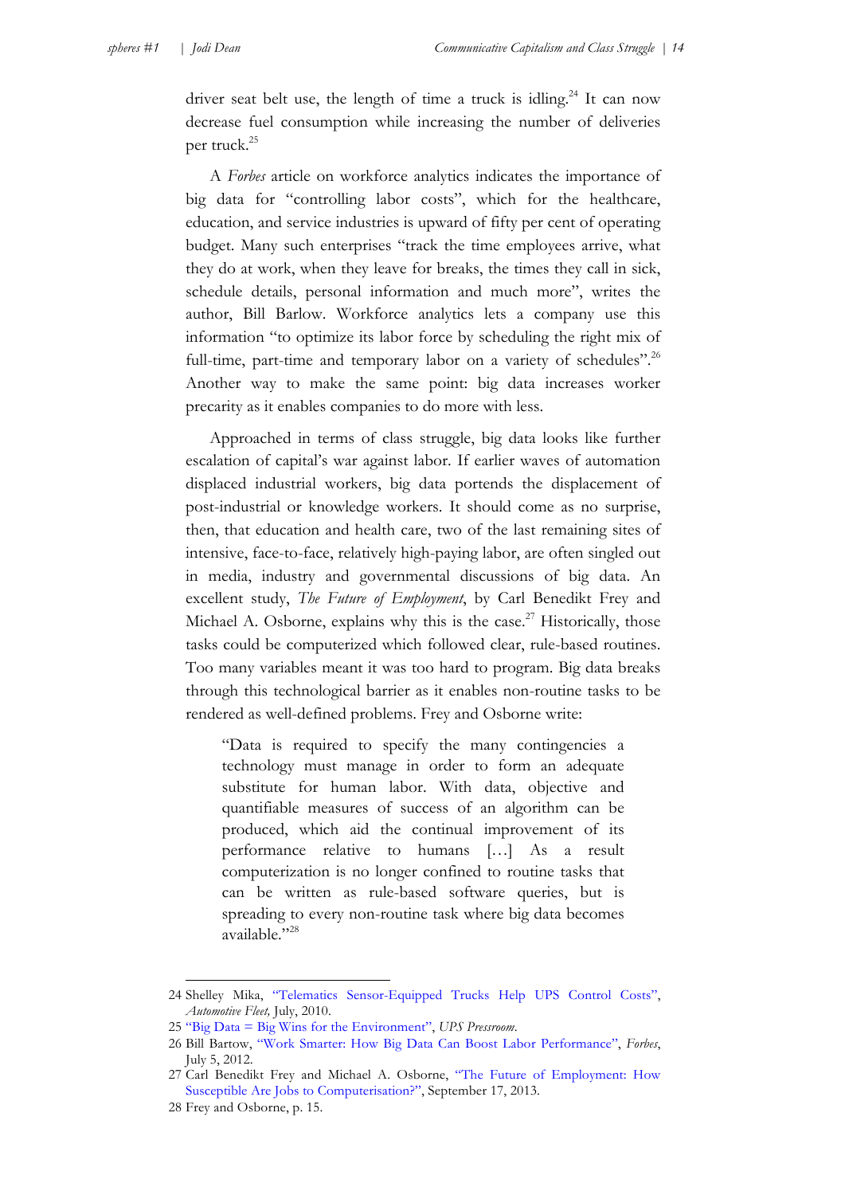driver seat belt use, the length of time a truck is idling.[24] It can now decrease fuel consumption while increasing the number of deliveries per truck.[25]

A *Forbes* article on workforce analytics indicates the importance of big data for "controlling labor costs", which for the healthcare, education, and service industries is upward of fifty per cent of operating budget. Many such enterprises "track the time employees arrive, what they do at work, when they leave for breaks, the times they call in sick, schedule details, personal information and much more", writes the author, Bill Barlow. Workforce analytics lets a company use this information "to optimize its labor force by scheduling the right mix of full-time, part-time and temporary labor on a variety of schedules".[26] Another way to make the same point: big data increases worker precarity as it enables companies to do more with less.

Approached in terms of class struggle, big data looks like further escalation of capital's war against labor. If earlier waves of automation displaced industrial workers, big data portends the displacement of post-industrial or knowledge workers. It should come as no surprise, then, that education and health care, two of the last remaining sites of intensive, face-to-face, relatively high-paying labor, are often singled out in media, industry and governmental discussions of big data. An excellent study, *The Future of Employment*, by Carl Benedikt Frey and Michael A. Osborne, explains why this is the case.[27] Historically, those tasks could be computerized which followed clear, rule-based routines. Too many variables meant it was too hard to program. Big data breaks through this technological barrier as it enables non-routine tasks to be rendered as well-defined problems. Frey and Osborne write:

> "Data is required to specify the many contingencies a technology must manage in order to form an adequate substitute for human labor. With data, objective and quantifiable measures of success of an algorithm can be produced, which aid the continual improvement of its performance relative to humans […] As a result computerization is no longer confined to routine tasks that can be written as rule-based software queries, but is spreading to every non-routine task where big data becomes available."[28]

---

24 Shelley Mika, "Telematics Sensor-Equipped Trucks Help UPS Control Costs", *Automotive Fleet*, July, 2010.

25 "Big Data = Big Wins for the Environment", *UPS Pressroom*.

26 Bill Bartow, "Work Smarter: How Big Data Can Boost Labor Performance", *Forbes*, July 5, 2012.

27 Carl Benedikt Frey and Michael A. Osborne, "The Future of Employment: How Susceptible Are Jobs to Computerisation?", September 17, 2013.

28 Frey and Osborne, p. 15.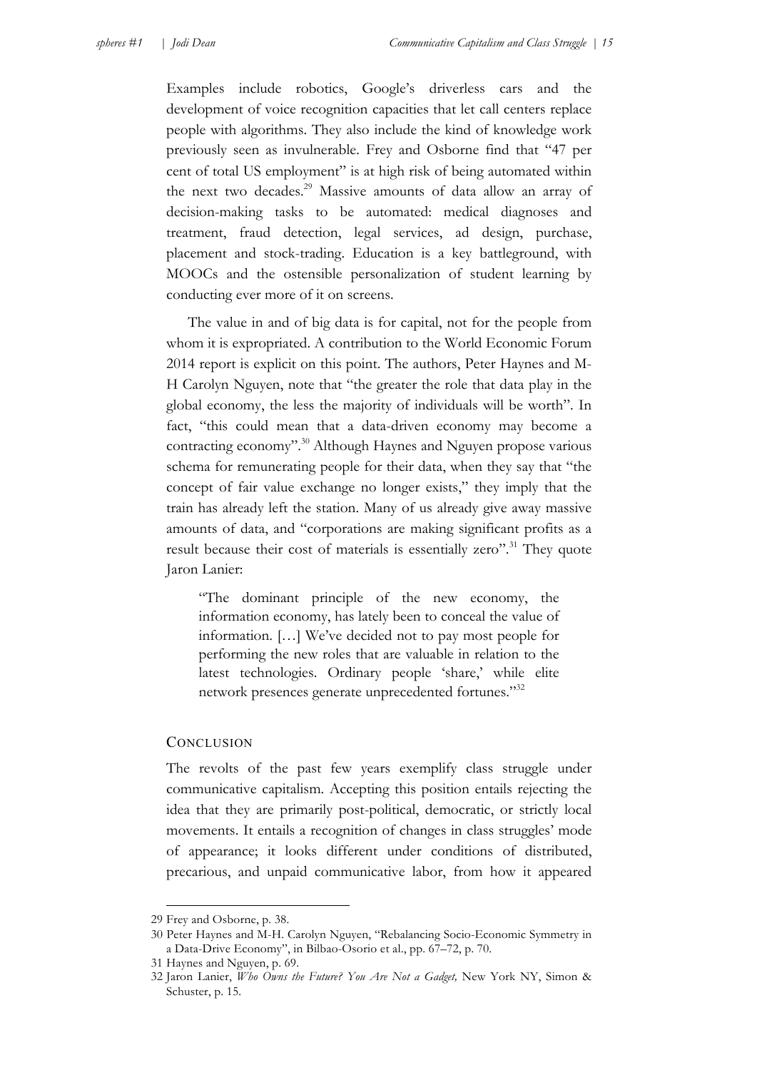Examples include robotics, Google's driverless cars and the development of voice recognition capacities that let call centers replace people with algorithms. They also include the kind of knowledge work previously seen as invulnerable. Frey and Osborne find that "47 per cent of total US employment" is at high risk of being automated within the next two decades.[29] Massive amounts of data allow an array of decision-making tasks to be automated: medical diagnoses and treatment, fraud detection, legal services, ad design, purchase, placement and stock-trading. Education is a key battleground, with MOOCs and the ostensible personalization of student learning by conducting ever more of it on screens.

The value in and of big data is for capital, not for the people from whom it is expropriated. A contribution to the World Economic Forum 2014 report is explicit on this point. The authors, Peter Haynes and M-H Carolyn Nguyen, note that "the greater the role that data play in the global economy, the less the majority of individuals will be worth". In fact, "this could mean that a data-driven economy may become a contracting economy".[30] Although Haynes and Nguyen propose various schema for remunerating people for their data, when they say that "the concept of fair value exchange no longer exists," they imply that the train has already left the station. Many of us already give away massive amounts of data, and "corporations are making significant profits as a result because their cost of materials is essentially zero".[31] They quote Jaron Lanier:

> "The dominant principle of the new economy, the information economy, has lately been to conceal the value of information. […] We've decided not to pay most people for performing the new roles that are valuable in relation to the latest technologies. Ordinary people 'share,' while elite network presences generate unprecedented fortunes."[32]

## Conclusion

The revolts of the past few years exemplify class struggle under communicative capitalism. Accepting this position entails rejecting the idea that they are primarily post-political, democratic, or strictly local movements. It entails a recognition of changes in class struggles' mode of appearance; it looks different under conditions of distributed, precarious, and unpaid communicative labor, from how it appeared

---

29 Frey and Osborne, p. 38.

30 Peter Haynes and M-H. Carolyn Nguyen, "Rebalancing Socio-Economic Symmetry in a Data-Drive Economy", in Bilbao-Osorio et al., pp. 67–72, p. 70.

31 Haynes and Nguyen, p. 69.

32 Jaron Lanier, *Who Owns the Future? You Are Not a Gadget,* New York NY, Simon & Schuster, p. 15.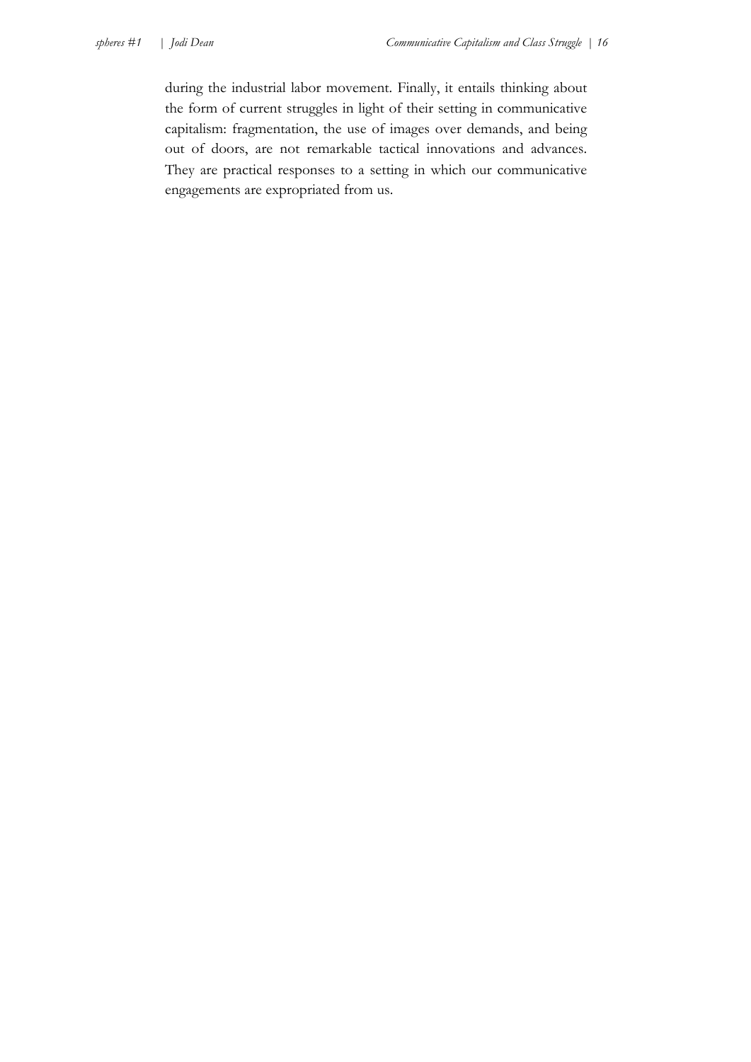during the industrial labor movement. Finally, it entails thinking about the form of current struggles in light of their setting in communicative capitalism: fragmentation, the use of images over demands, and being out of doors, are not remarkable tactical innovations and advances. They are practical responses to a setting in which our communicative engagements are expropriated from us.